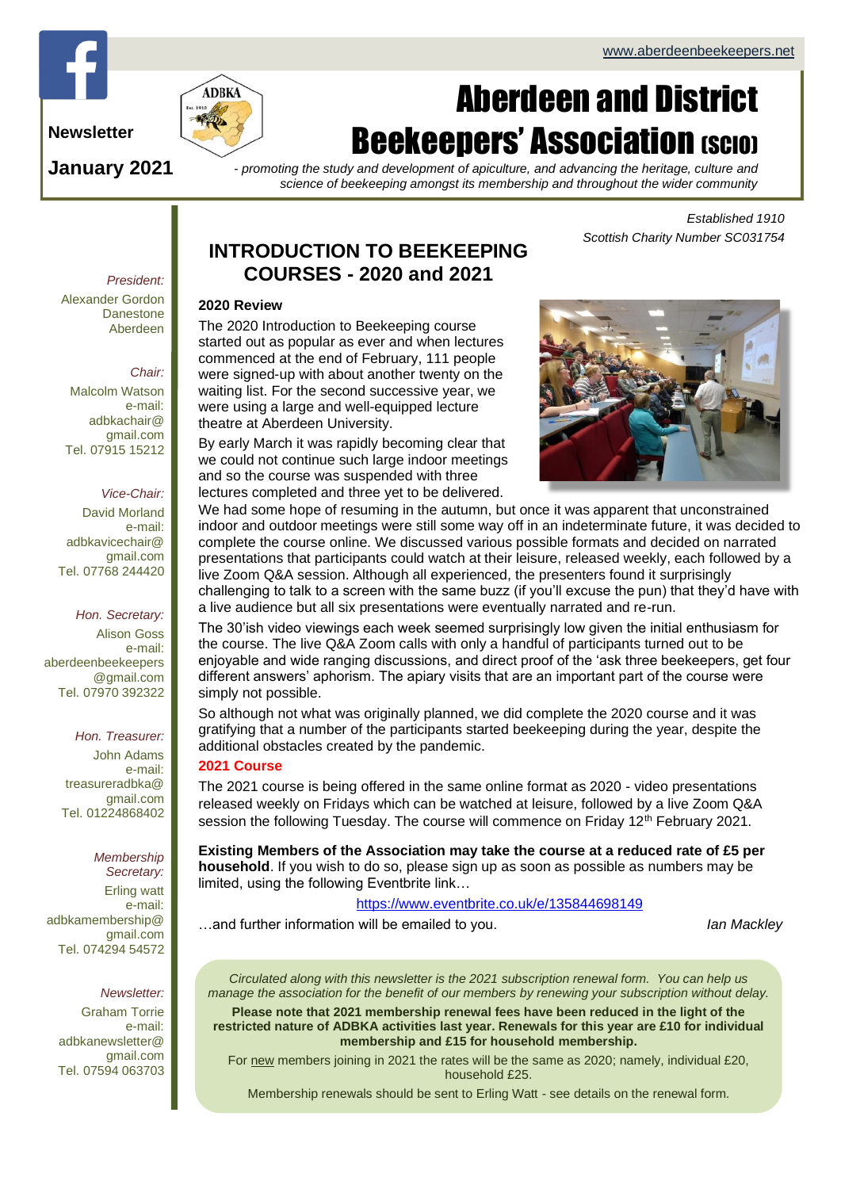www.aberdeenbeekeepers.net

# Aberdeen and District Beekeepers' Association (SCIO)

*- promoting the study and development of apiculture, and advancing the heritage, culture and science of beekeeping amongst its membership and throughout the wider community*

**Newsletter**

**January 2021**

*Established 1910*
*Scottish Charity Number SC031754*

*President:*
Alexander Gordon
Danestone
Aberdeen

*Chair:*
Malcolm Watson
e-mail:
adbkachair@gmail.com
Tel. 07915 15212

*Vice-Chair:*
David Morland
e-mail:
adbkavicechair@gmail.com
Tel. 07768 244420

*Hon. Secretary:*
Alison Goss
e-mail:
aberdeenbeekeepers@gmail.com
Tel. 07970 392322

*Hon. Treasurer:*
John Adams
e-mail:
treasureradbka@gmail.com
Tel. 01224868402

*Membership Secretary:*
Erling watt
e-mail:
adbkamembership@gmail.com
Tel. 074294 54572

*Newsletter:*
Graham Torrie
e-mail:
adbkanewsletter@gmail.com
Tel. 07594 063703

## INTRODUCTION TO BEEKEEPING COURSES - 2020 and 2021

### 2020 Review

The 2020 Introduction to Beekeeping course started out as popular as ever and when lectures commenced at the end of February, 111 people were signed-up with about another twenty on the waiting list. For the second successive year, we were using a large and well-equipped lecture theatre at Aberdeen University.

By early March it was rapidly becoming clear that we could not continue such large indoor meetings and so the course was suspended with three lectures completed and three yet to be delivered. We had some hope of resuming in the autumn, but once it was apparent that unconstrained indoor and outdoor meetings were still some way off in an indeterminate future, it was decided to complete the course online. We discussed various possible formats and decided on narrated presentations that participants could watch at their leisure, released weekly, each followed by a live Zoom Q&A session. Although all experienced, the presenters found it surprisingly challenging to talk to a screen with the same buzz (if you'll excuse the pun) that they'd have with a live audience but all six presentations were eventually narrated and re-run.

The 30'ish video viewings each week seemed surprisingly low given the initial enthusiasm for the course. The live Q&A Zoom calls with only a handful of participants turned out to be enjoyable and wide ranging discussions, and direct proof of the 'ask three beekeepers, get four different answers' aphorism. The apiary visits that are an important part of the course were simply not possible.

So although not what was originally planned, we did complete the 2020 course and it was gratifying that a number of the participants started beekeeping during the year, despite the additional obstacles created by the pandemic.

### 2021 Course

The 2021 course is being offered in the same online format as 2020 - video presentations released weekly on Fridays which can be watched at leisure, followed by a live Zoom Q&A session the following Tuesday. The course will commence on Friday 12th February 2021.

**Existing Members of the Association may take the course at a reduced rate of £5 per household**. If you wish to do so, please sign up as soon as possible as numbers may be limited, using the following Eventbrite link…

https://www.eventbrite.co.uk/e/135844698149

…and further information will be emailed to you.

*Ian Mackley*

*Circulated along with this newsletter is the 2021 subscription renewal form. You can help us manage the association for the benefit of our members by renewing your subscription without delay.*

**Please note that 2021 membership renewal fees have been reduced in the light of the restricted nature of ADBKA activities last year. Renewals for this year are £10 for individual membership and £15 for household membership.**

For new members joining in 2021 the rates will be the same as 2020; namely, individual £20, household £25.

Membership renewals should be sent to Erling Watt - see details on the renewal form.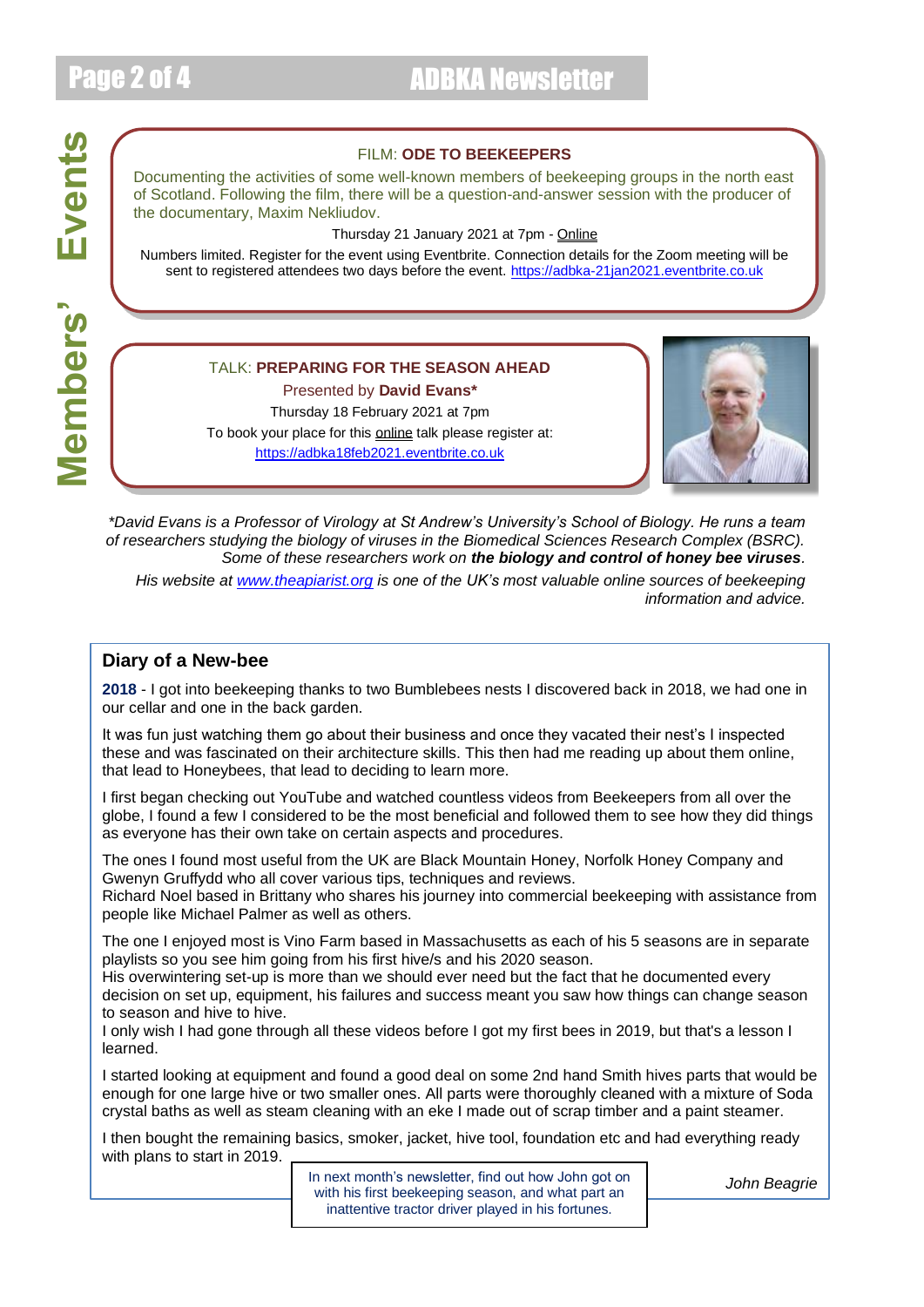# Members' Events

FILM: **ODE TO BEEKEEPERS**

Documenting the activities of some well-known members of beekeeping groups in the north east of Scotland. Following the film, there will be a question-and-answer session with the producer of the documentary, Maxim Nekliudov.

Thursday 21 January 2021 at 7pm - Online

Numbers limited. Register for the event using Eventbrite. Connection details for the Zoom meeting will be sent to registered attendees two days before the event. https://adbka-21jan2021.eventbrite.co.uk

TALK: **PREPARING FOR THE SEASON AHEAD**

Presented by **David Evans***

Thursday 18 February 2021 at 7pm

To book your place for this online talk please register at:
https://adbka18feb2021.eventbrite.co.uk

*\*David Evans is a Professor of Virology at St Andrew's University's School of Biology. He runs a team of researchers studying the biology of viruses in the Biomedical Sciences Research Complex (BSRC). Some of these researchers work on **the biology and control of honey bee viruses**.*

*His website at www.theapiarist.org is one of the UK's most valuable online sources of beekeeping information and advice.*

## Diary of a New-bee

**2018** - I got into beekeeping thanks to two Bumblebees nests I discovered back in 2018, we had one in our cellar and one in the back garden.

It was fun just watching them go about their business and once they vacated their nest's I inspected these and was fascinated on their architecture skills. This then had me reading up about them online, that lead to Honeybees, that lead to deciding to learn more.

I first began checking out YouTube and watched countless videos from Beekeepers from all over the globe, I found a few I considered to be the most beneficial and followed them to see how they did things as everyone has their own take on certain aspects and procedures.

The ones I found most useful from the UK are Black Mountain Honey, Norfolk Honey Company and Gwenyn Gruffydd who all cover various tips, techniques and reviews.
Richard Noel based in Brittany who shares his journey into commercial beekeeping with assistance from people like Michael Palmer as well as others.

The one I enjoyed most is Vino Farm based in Massachusetts as each of his 5 seasons are in separate playlists so you see him going from his first hive/s and his 2020 season.
His overwintering set-up is more than we should ever need but the fact that he documented every decision on set up, equipment, his failures and success meant you saw how things can change season to season and hive to hive.
I only wish I had gone through all these videos before I got my first bees in 2019, but that's a lesson I learned.

I started looking at equipment and found a good deal on some 2nd hand Smith hives parts that would be enough for one large hive or two smaller ones. All parts were thoroughly cleaned with a mixture of Soda crystal baths as well as steam cleaning with an eke I made out of scrap timber and a paint steamer.

I then bought the remaining basics, smoker, jacket, hive tool, foundation etc and had everything ready with plans to start in 2019.

In next month's newsletter, find out how John got on with his first beekeeping season, and what part an inattentive tractor driver played in his fortunes.

*John Beagrie*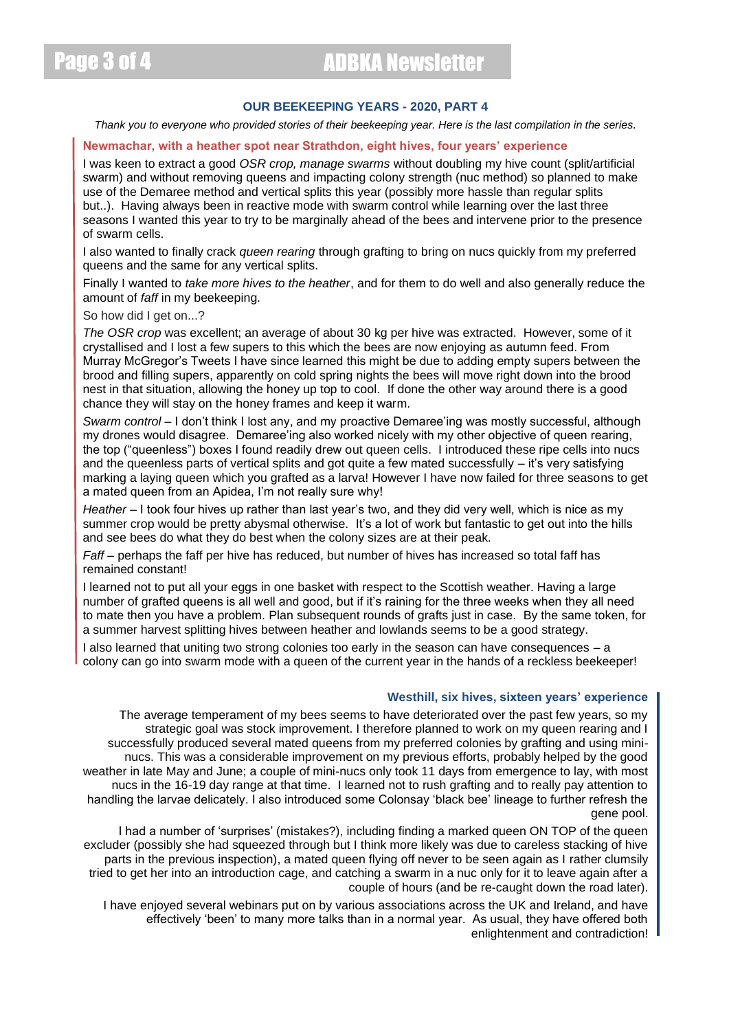## OUR BEEKEEPING YEARS - 2020, PART 4

*Thank you to everyone who provided stories of their beekeeping year. Here is the last compilation in the series.*

### Newmachar, with a heather spot near Strathdon, eight hives, four years' experience

I was keen to extract a good *OSR crop, manage swarms* without doubling my hive count (split/artificial swarm) and without removing queens and impacting colony strength (nuc method) so planned to make use of the Demaree method and vertical splits this year (possibly more hassle than regular splits but..). Having always been in reactive mode with swarm control while learning over the last three seasons I wanted this year to try to be marginally ahead of the bees and intervene prior to the presence of swarm cells.

I also wanted to finally crack *queen rearing* through grafting to bring on nucs quickly from my preferred queens and the same for any vertical splits.

Finally I wanted to *take more hives to the heather*, and for them to do well and also generally reduce the amount of *faff* in my beekeeping.

So how did I get on...?

*The OSR crop* was excellent; an average of about 30 kg per hive was extracted. However, some of it crystallised and I lost a few supers to this which the bees are now enjoying as autumn feed. From Murray McGregor's Tweets I have since learned this might be due to adding empty supers between the brood and filling supers, apparently on cold spring nights the bees will move right down into the brood nest in that situation, allowing the honey up top to cool. If done the other way around there is a good chance they will stay on the honey frames and keep it warm.

*Swarm control* – I don't think I lost any, and my proactive Demaree'ing was mostly successful, although my drones would disagree. Demaree'ing also worked nicely with my other objective of queen rearing, the top ("queenless") boxes I found readily drew out queen cells. I introduced these ripe cells into nucs and the queenless parts of vertical splits and got quite a few mated successfully – it's very satisfying marking a laying queen which you grafted as a larva! However I have now failed for three seasons to get a mated queen from an Apidea, I'm not really sure why!

*Heather* – I took four hives up rather than last year's two, and they did very well, which is nice as my summer crop would be pretty abysmal otherwise. It's a lot of work but fantastic to get out into the hills and see bees do what they do best when the colony sizes are at their peak.

*Faff* – perhaps the faff per hive has reduced, but number of hives has increased so total faff has remained constant!

I learned not to put all your eggs in one basket with respect to the Scottish weather. Having a large number of grafted queens is all well and good, but if it's raining for the three weeks when they all need to mate then you have a problem. Plan subsequent rounds of grafts just in case. By the same token, for a summer harvest splitting hives between heather and lowlands seems to be a good strategy.

I also learned that uniting two strong colonies too early in the season can have consequences – a colony can go into swarm mode with a queen of the current year in the hands of a reckless beekeeper!

### Westhill, six hives, sixteen years' experience

The average temperament of my bees seems to have deteriorated over the past few years, so my strategic goal was stock improvement. I therefore planned to work on my queen rearing and I successfully produced several mated queens from my preferred colonies by grafting and using mini-nucs. This was a considerable improvement on my previous efforts, probably helped by the good weather in late May and June; a couple of mini-nucs only took 11 days from emergence to lay, with most nucs in the 16-19 day range at that time. I learned not to rush grafting and to really pay attention to handling the larvae delicately. I also introduced some Colonsay 'black bee' lineage to further refresh the gene pool.

I had a number of 'surprises' (mistakes?), including finding a marked queen ON TOP of the queen excluder (possibly she had squeezed through but I think more likely was due to careless stacking of hive parts in the previous inspection), a mated queen flying off never to be seen again as I rather clumsily tried to get her into an introduction cage, and catching a swarm in a nuc only for it to leave again after a couple of hours (and be re-caught down the road later).

I have enjoyed several webinars put on by various associations across the UK and Ireland, and have effectively 'been' to many more talks than in a normal year. As usual, they have offered both enlightenment and contradiction!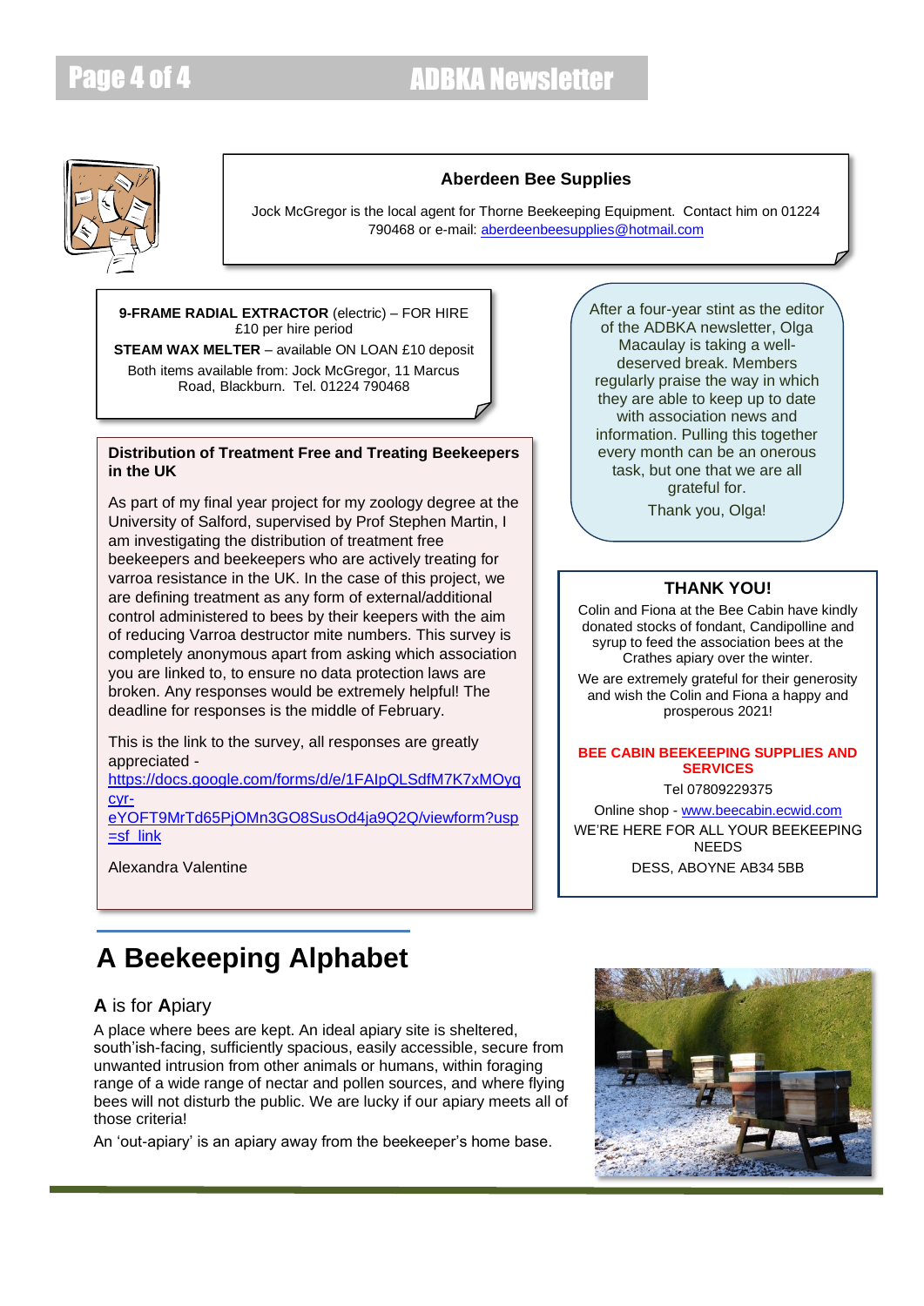**Aberdeen Bee Supplies**

Jock McGregor is the local agent for Thorne Beekeeping Equipment. Contact him on 01224 790468 or e-mail: aberdeenbeesupplies@hotmail.com

**9-FRAME RADIAL EXTRACTOR** (electric) – FOR HIRE
£10 per hire period

**STEAM WAX MELTER** – available ON LOAN £10 deposit

Both items available from: Jock McGregor, 11 Marcus Road, Blackburn. Tel. 01224 790468

**Distribution of Treatment Free and Treating Beekeepers in the UK**

As part of my final year project for my zoology degree at the University of Salford, supervised by Prof Stephen Martin, I am investigating the distribution of treatment free beekeepers and beekeepers who are actively treating for varroa resistance in the UK. In the case of this project, we are defining treatment as any form of external/additional control administered to bees by their keepers with the aim of reducing Varroa destructor mite numbers. This survey is completely anonymous apart from asking which association you are linked to, to ensure no data protection laws are broken. Any responses would be extremely helpful! The deadline for responses is the middle of February.

This is the link to the survey, all responses are greatly appreciated - https://docs.google.com/forms/d/e/1FAIpQLSdfM7K7xMOyqcyr-eYOFT9MrTd65PjOMn3GO8SusOd4ja9Q2Q/viewform?usp=sf_link

Alexandra Valentine

After a four-year stint as the editor of the ADBKA newsletter, Olga Macaulay is taking a well-deserved break. Members regularly praise the way in which they are able to keep up to date with association news and information. Pulling this together every month can be an onerous task, but one that we are all grateful for.

Thank you, Olga!

**THANK YOU!**

Colin and Fiona at the Bee Cabin have kindly donated stocks of fondant, Candipolline and syrup to feed the association bees at the Crathes apiary over the winter.

We are extremely grateful for their generosity and wish the Colin and Fiona a happy and prosperous 2021!

**BEE CABIN BEEKEEPING SUPPLIES AND SERVICES**

Tel 07809229375

Online shop - www.beecabin.ecwid.com

WE'RE HERE FOR ALL YOUR BEEKEEPING NEEDS

DESS, ABOYNE AB34 5BB

# A Beekeeping Alphabet

### **A** is for **A**piary

A place where bees are kept. An ideal apiary site is sheltered, south'ish-facing, sufficiently spacious, easily accessible, secure from unwanted intrusion from other animals or humans, within foraging range of a wide range of nectar and pollen sources, and where flying bees will not disturb the public. We are lucky if our apiary meets all of those criteria!

An 'out-apiary' is an apiary away from the beekeeper's home base.